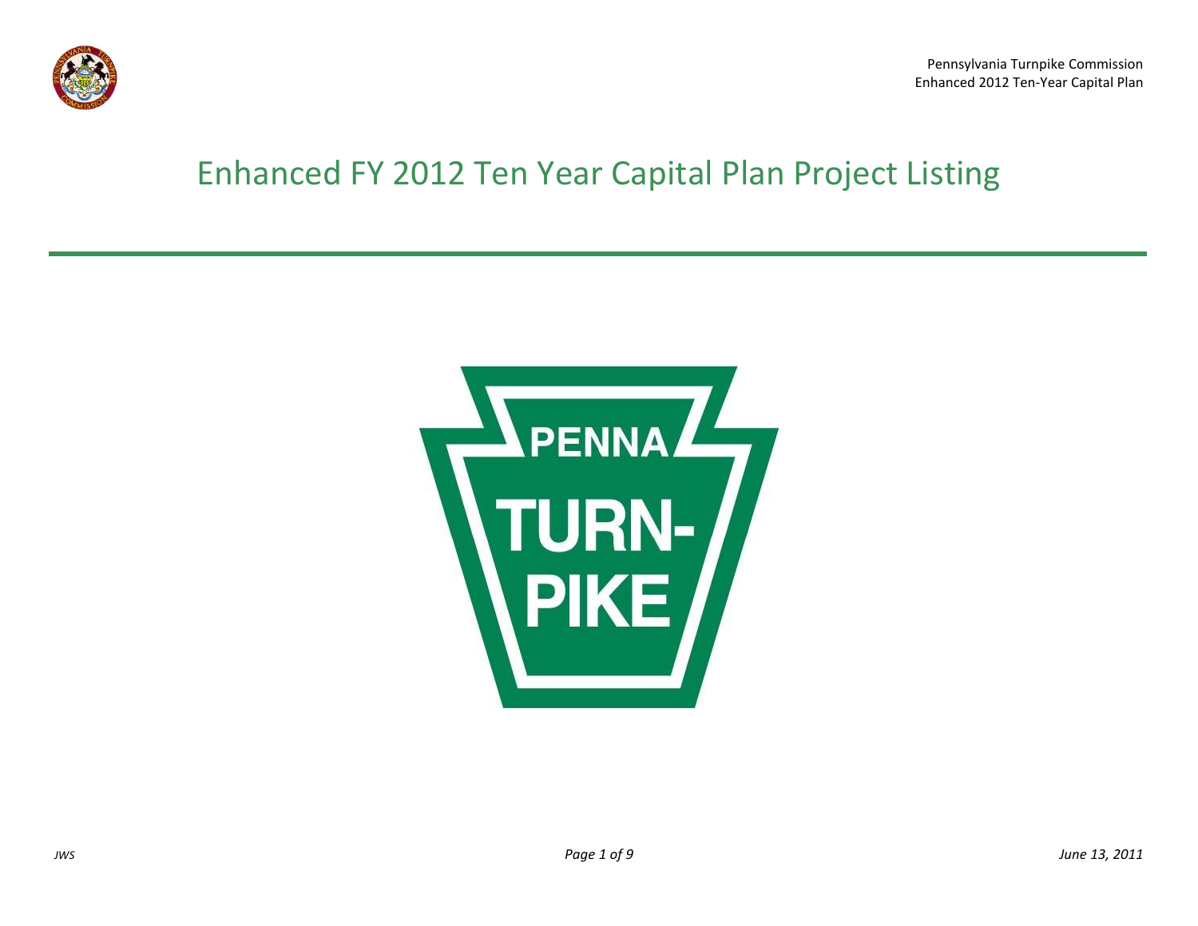# Enhanced FY 2012 Ten Year Capital Plan Project Listing

PENNA TURN-PIKE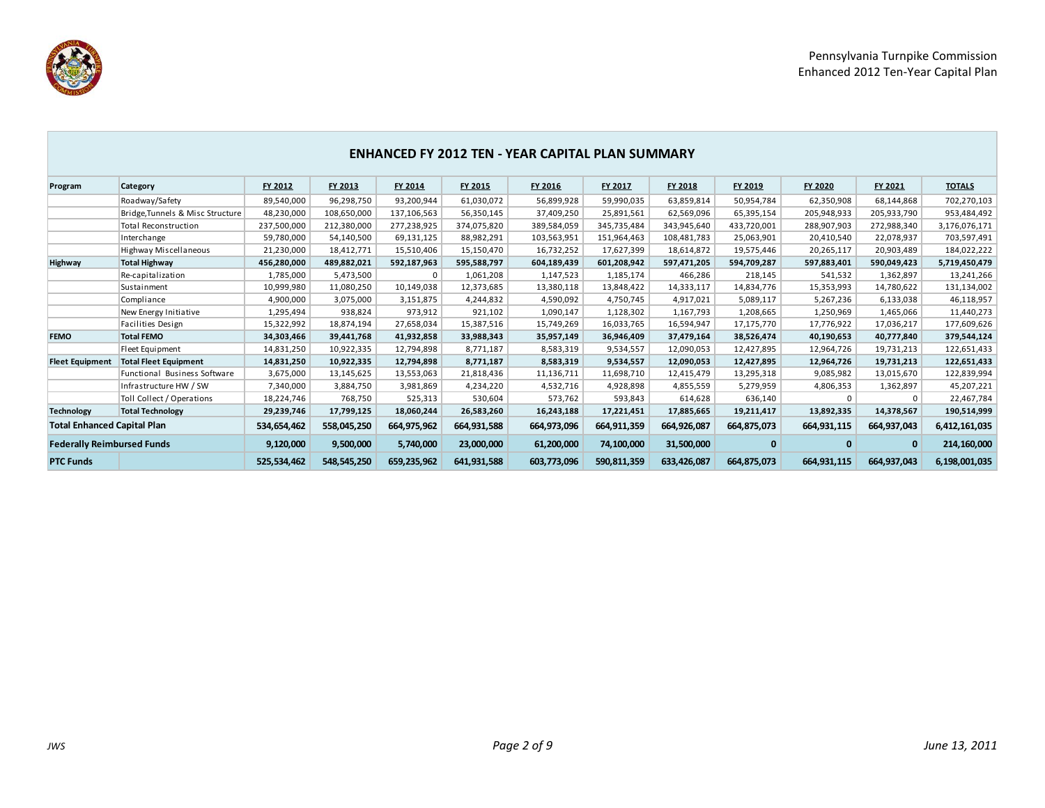## ENHANCED FY 2012 TEN - YEAR CAPITAL PLAN SUMMARY

| Program | Category | FY 2012 | FY 2013 | FY 2014 | FY 2015 | FY 2016 | FY 2017 | FY 2018 | FY 2019 | FY 2020 | FY 2021 | TOTALS |
|---|---|---|---|---|---|---|---|---|---|---|---|---|
| | Roadway/Safety | 89,540,000 | 96,298,750 | 93,200,944 | 61,030,072 | 56,899,928 | 59,990,035 | 63,859,814 | 50,954,784 | 62,350,908 | 68,144,868 | 702,270,103 |
| | Bridge,Tunnels & Misc Structure | 48,230,000 | 108,650,000 | 137,106,563 | 56,350,145 | 37,409,250 | 25,891,561 | 62,569,096 | 65,395,154 | 205,948,933 | 205,933,790 | 953,484,492 |
| | Total Reconstruction | 237,500,000 | 212,380,000 | 277,238,925 | 374,075,820 | 389,584,059 | 345,735,484 | 343,945,640 | 433,720,001 | 288,907,903 | 272,988,340 | 3,176,076,171 |
| | Interchange | 59,780,000 | 54,140,500 | 69,131,125 | 88,982,291 | 103,563,951 | 151,964,463 | 108,481,783 | 25,063,901 | 20,410,540 | 22,078,937 | 703,597,491 |
| | Highway Miscellaneous | 21,230,000 | 18,412,771 | 15,510,406 | 15,150,470 | 16,732,252 | 17,627,399 | 18,614,872 | 19,575,446 | 20,265,117 | 20,903,489 | 184,022,222 |
| **Highway** | **Total Highway** | **456,280,000** | **489,882,021** | **592,187,963** | **595,588,797** | **604,189,439** | **601,208,942** | **597,471,205** | **594,709,287** | **597,883,401** | **590,049,423** | **5,719,450,479** |
| | Re-capitalization | 1,785,000 | 5,473,500 | 0 | 1,061,208 | 1,147,523 | 1,185,174 | 466,286 | 218,145 | 541,532 | 1,362,897 | 13,241,266 |
| | Sustainment | 10,999,980 | 11,080,250 | 10,149,038 | 12,373,685 | 13,380,118 | 13,848,422 | 14,333,117 | 14,834,776 | 15,353,993 | 14,780,622 | 131,134,002 |
| | Compliance | 4,900,000 | 3,075,000 | 3,151,875 | 4,244,832 | 4,590,092 | 4,750,745 | 4,917,021 | 5,089,117 | 5,267,236 | 6,133,038 | 46,118,957 |
| | New Energy Initiative | 1,295,494 | 938,824 | 973,912 | 921,102 | 1,090,147 | 1,128,302 | 1,167,793 | 1,208,665 | 1,250,969 | 1,465,066 | 11,440,273 |
| | Facilities Design | 15,322,992 | 18,874,194 | 27,658,034 | 15,387,516 | 15,749,269 | 16,033,765 | 16,594,947 | 17,175,770 | 17,776,922 | 17,036,217 | 177,609,626 |
| **FEMO** | **Total FEMO** | **34,303,466** | **39,441,768** | **41,932,858** | **33,988,343** | **35,957,149** | **36,946,409** | **37,479,164** | **38,526,474** | **40,190,653** | **40,777,840** | **379,544,124** |
| | Fleet Equipment | 14,831,250 | 10,922,335 | 12,794,898 | 8,771,187 | 8,583,319 | 9,534,557 | 12,090,053 | 12,427,895 | 12,964,726 | 19,731,213 | 122,651,433 |
| **Fleet Equipment** | **Total Fleet Equipment** | **14,831,250** | **10,922,335** | **12,794,898** | **8,771,187** | **8,583,319** | **9,534,557** | **12,090,053** | **12,427,895** | **12,964,726** | **19,731,213** | **122,651,433** |
| | Functional Business Software | 3,675,000 | 13,145,625 | 13,553,063 | 21,818,436 | 11,136,711 | 11,698,710 | 12,415,479 | 13,295,318 | 9,085,982 | 13,015,670 | 122,839,994 |
| | Infrastructure HW / SW | 7,340,000 | 3,884,750 | 3,981,869 | 4,234,220 | 4,532,716 | 4,928,898 | 4,855,559 | 5,279,959 | 4,806,353 | 1,362,897 | 45,207,221 |
| | Toll Collect / Operations | 18,224,746 | 768,750 | 525,313 | 530,604 | 573,762 | 593,843 | 614,628 | 636,140 | 0 | 0 | 22,467,784 |
| **Technology** | **Total Technology** | **29,239,746** | **17,799,125** | **18,060,244** | **26,583,260** | **16,243,188** | **17,221,451** | **17,885,665** | **19,211,417** | **13,892,335** | **14,378,567** | **190,514,999** |
| **Total Enhanced Capital Plan** | | **534,654,462** | **558,045,250** | **664,975,962** | **664,931,588** | **664,973,096** | **664,911,359** | **664,926,087** | **664,875,073** | **664,931,115** | **664,937,043** | **6,412,161,035** |
| **Federally Reimbursed Funds** | | **9,120,000** | **9,500,000** | **5,740,000** | **23,000,000** | **61,200,000** | **74,100,000** | **31,500,000** | **0** | **0** | **0** | **214,160,000** |
| **PTC Funds** | | **525,534,462** | **548,545,250** | **659,235,962** | **641,931,588** | **603,773,096** | **590,811,359** | **633,426,087** | **664,875,073** | **664,931,115** | **664,937,043** | **6,198,001,035** |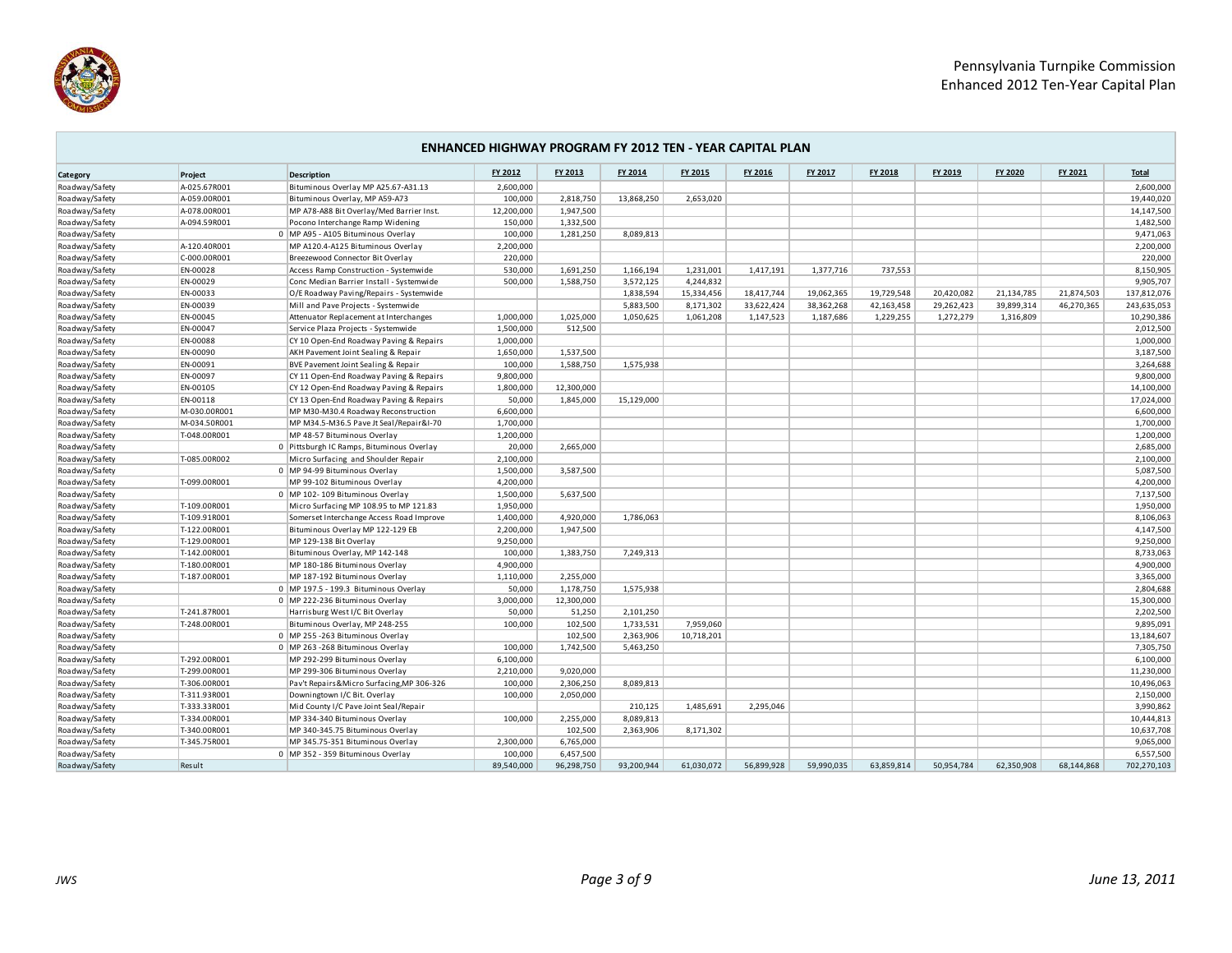Pennsylvania Turnpike Commission
Enhanced 2012 Ten-Year Capital Plan

## ENHANCED HIGHWAY PROGRAM FY 2012 TEN - YEAR CAPITAL PLAN

| Category | Project | Description | FY 2012 | FY 2013 | FY 2014 | FY 2015 | FY 2016 | FY 2017 | FY 2018 | FY 2019 | FY 2020 | FY 2021 | Total |
|---|---|---|---|---|---|---|---|---|---|---|---|---|---|
| Roadway/Safety | A-025.67R001 | Bituminous Overlay MP A25.67-A31.13 | 2,600,000 | | | | | | | | | | 2,600,000 |
| Roadway/Safety | A-059.00R001 | Bituminous Overlay, MP A59-A73 | 100,000 | 2,818,750 | 13,868,250 | 2,653,020 | | | | | | | 19,440,020 |
| Roadway/Safety | A-078.00R001 | MP A78-A88 Bit Overlay/Med Barrier Inst. | 12,200,000 | 1,947,500 | | | | | | | | | 14,147,500 |
| Roadway/Safety | A-094.59R001 | Pocono Interchange Ramp Widening | 150,000 | 1,332,500 | | | | | | | | | 1,482,500 |
| Roadway/Safety | 0 | MP A95 - A105 Bituminous Overlay | 100,000 | 1,281,250 | 8,089,813 | | | | | | | | 9,471,063 |
| Roadway/Safety | A-120.40R001 | MP A120.4-A125 Bituminous Overlay | 2,200,000 | | | | | | | | | | 2,200,000 |
| Roadway/Safety | C-000.00R001 | Breezewood Connector Bit Overlay | 220,000 | | | | | | | | | | 220,000 |
| Roadway/Safety | EN-00028 | Access Ramp Construction - Systemwide | 530,000 | 1,691,250 | 1,166,194 | 1,231,001 | 1,417,191 | 1,377,716 | 737,553 | | | | 8,150,905 |
| Roadway/Safety | EN-00029 | Conc Median Barrier Install - Systemwide | 500,000 | 1,588,750 | 3,572,125 | 4,244,832 | | | | | | | 9,905,707 |
| Roadway/Safety | EN-00033 | O/E Roadway Paving/Repairs - Systemwide | | | 1,838,594 | 15,334,456 | 18,417,744 | 19,062,365 | 19,729,548 | 20,420,082 | 21,134,785 | 21,874,503 | 137,812,076 |
| Roadway/Safety | EN-00039 | Mill and Pave Projects - Systemwide | | | 5,883,500 | 8,171,302 | 33,622,424 | 38,362,268 | 42,163,458 | 29,262,423 | 39,899,314 | 46,270,365 | 243,635,053 |
| Roadway/Safety | EN-00045 | Attenuator Replacement at Interchanges | 1,000,000 | 1,025,000 | 1,050,625 | 1,061,208 | 1,147,523 | 1,187,686 | 1,229,255 | 1,272,279 | 1,316,809 | | 10,290,386 |
| Roadway/Safety | EN-00047 | Service Plaza Projects - Systemwide | 1,500,000 | 512,500 | | | | | | | | | 2,012,500 |
| Roadway/Safety | EN-00088 | CY 10 Open-End Roadway Paving & Repairs | 1,000,000 | | | | | | | | | | 1,000,000 |
| Roadway/Safety | EN-00090 | AKH Pavement Joint Sealing & Repair | 1,650,000 | 1,537,500 | | | | | | | | | 3,187,500 |
| Roadway/Safety | EN-00091 | BVE Pavement Joint Sealing & Repair | 100,000 | 1,588,750 | 1,575,938 | | | | | | | | 3,264,688 |
| Roadway/Safety | EN-00097 | CY 11 Open-End Roadway Paving & Repairs | 9,800,000 | | | | | | | | | | 9,800,000 |
| Roadway/Safety | EN-00105 | CY 12 Open-End Roadway Paving & Repairs | 1,800,000 | 12,300,000 | | | | | | | | | 14,100,000 |
| Roadway/Safety | EN-00118 | CY 13 Open-End Roadway Paving & Repairs | 50,000 | 1,845,000 | 15,129,000 | | | | | | | | 17,024,000 |
| Roadway/Safety | M-030.00R001 | MP M30-M30.4 Roadway Reconstruction | 6,600,000 | | | | | | | | | | 6,600,000 |
| Roadway/Safety | M-034.50R001 | MP M34.5-M36.5 Pave Jt Seal/Repair&I-70 | 1,700,000 | | | | | | | | | | 1,700,000 |
| Roadway/Safety | T-048.00R001 | MP 48-57 Bituminous Overlay | 1,200,000 | | | | | | | | | | 1,200,000 |
| Roadway/Safety | 0 | Pittsburgh IC Ramps, Bituminous Overlay | 20,000 | 2,665,000 | | | | | | | | | 2,685,000 |
| Roadway/Safety | T-085.00R002 | Micro Surfacing and Shoulder Repair | 2,100,000 | | | | | | | | | | 2,100,000 |
| Roadway/Safety | 0 | MP 94-99 Bituminous Overlay | 1,500,000 | 3,587,500 | | | | | | | | | 5,087,500 |
| Roadway/Safety | T-099.00R001 | MP 99-102 Bituminous Overlay | 4,200,000 | | | | | | | | | | 4,200,000 |
| Roadway/Safety | 0 | MP 102- 109 Bituminous Overlay | 1,500,000 | 5,637,500 | | | | | | | | | 7,137,500 |
| Roadway/Safety | T-109.00R001 | Micro Surfacing MP 108.95 to MP 121.83 | 1,950,000 | | | | | | | | | | 1,950,000 |
| Roadway/Safety | T-109.91R001 | Somerset Interchange Access Road Improve | 1,400,000 | 4,920,000 | 1,786,063 | | | | | | | | 8,106,063 |
| Roadway/Safety | T-122.00R001 | Bituminous Overlay MP 122-129 EB | 2,200,000 | 1,947,500 | | | | | | | | | 4,147,500 |
| Roadway/Safety | T-129.00R001 | MP 129-138 Bit Overlay | 9,250,000 | | | | | | | | | | 9,250,000 |
| Roadway/Safety | T-142.00R001 | Bituminous Overlay, MP 142-148 | 100,000 | 1,383,750 | 7,249,313 | | | | | | | | 8,733,063 |
| Roadway/Safety | T-180.00R001 | MP 180-186 Bituminous Overlay | 4,900,000 | | | | | | | | | | 4,900,000 |
| Roadway/Safety | T-187.00R001 | MP 187-192 Bituminous Overlay | 1,110,000 | 2,255,000 | | | | | | | | | 3,365,000 |
| Roadway/Safety | 0 | MP 197.5 - 199.3 Bituminous Overlay | 50,000 | 1,178,750 | 1,575,938 | | | | | | | | 2,804,688 |
| Roadway/Safety | 0 | MP 222-236 Bituminous Overlay | 3,000,000 | 12,300,000 | | | | | | | | | 15,300,000 |
| Roadway/Safety | T-241.87R001 | Harrisburg West I/C Bit Overlay | 50,000 | 51,250 | 2,101,250 | | | | | | | | 2,202,500 |
| Roadway/Safety | T-248.00R001 | Bituminous Overlay, MP 248-255 | 100,000 | 102,500 | 1,733,531 | 7,959,060 | | | | | | | 9,895,091 |
| Roadway/Safety | 0 | MP 255 -263 Bituminous Overlay | | 102,500 | 2,363,906 | 10,718,201 | | | | | | | 13,184,607 |
| Roadway/Safety | 0 | MP 263 -268 Bituminous Overlay | 100,000 | 1,742,500 | 5,463,250 | | | | | | | | 7,305,750 |
| Roadway/Safety | T-292.00R001 | MP 292-299 Bituminous Overlay | 6,100,000 | | | | | | | | | | 6,100,000 |
| Roadway/Safety | T-299.00R001 | MP 299-306 Bituminous Overlay | 2,210,000 | 9,020,000 | | | | | | | | | 11,230,000 |
| Roadway/Safety | T-306.00R001 | Pav't Repairs&Micro Surfacing,MP 306-326 | 100,000 | 2,306,250 | 8,089,813 | | | | | | | | 10,496,063 |
| Roadway/Safety | T-311.93R001 | Downingtown I/C Bit. Overlay | 100,000 | 2,050,000 | | | | | | | | | 2,150,000 |
| Roadway/Safety | T-333.33R001 | Mid County I/C Pave Joint Seal/Repair | | | 210,125 | 1,485,691 | 2,295,046 | | | | | | 3,990,862 |
| Roadway/Safety | T-334.00R001 | MP 334-340 Bituminous Overlay | 100,000 | 2,255,000 | 8,089,813 | | | | | | | | 10,444,813 |
| Roadway/Safety | T-340.00R001 | MP 340-345.75 Bituminous Overlay | | 102,500 | 2,363,906 | 8,171,302 | | | | | | | 10,637,708 |
| Roadway/Safety | T-345.75R001 | MP 345.75-351 Bituminous Overlay | 2,300,000 | 6,765,000 | | | | | | | | | 9,065,000 |
| Roadway/Safety | 0 | MP 352 - 359 Bituminous Overlay | 100,000 | 6,457,500 | | | | | | | | | 6,557,500 |
| Roadway/Safety | Result | | 89,540,000 | 96,298,750 | 93,200,944 | 61,030,072 | 56,899,928 | 59,990,035 | 63,859,814 | 50,954,784 | 62,350,908 | 68,144,868 | 702,270,103 |

*JWS*

*June 13, 2011*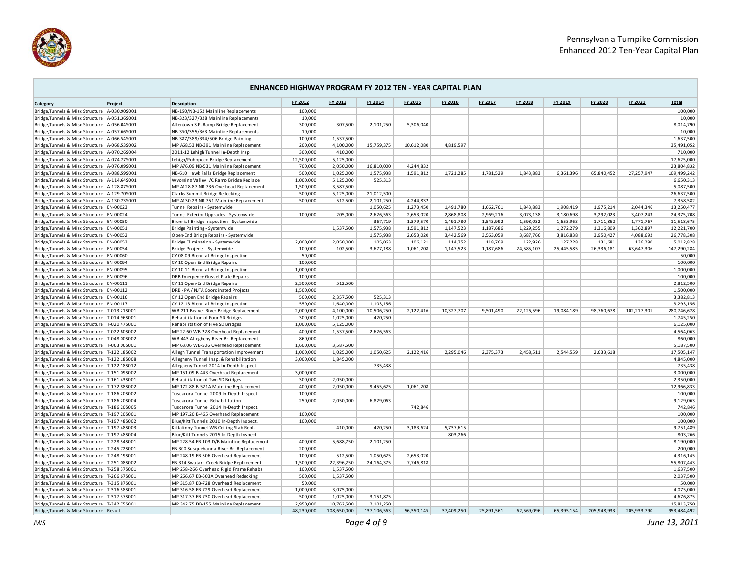# Pennsylvania Turnpike Commission
# Enhanced 2012 Ten-Year Capital Plan

## ENHANCED HIGHWAY PROGRAM FY 2012 TEN - YEAR CAPITAL PLAN

| Category | Project | Description | FY 2012 | FY 2013 | FY 2014 | FY 2015 | FY 2016 | FY 2017 | FY 2018 | FY 2019 | FY 2020 | FY 2021 | Total |
|---|---|---|---|---|---|---|---|---|---|---|---|---|---|
| Bridge,Tunnels & Misc Structure | A-030.90S001 | NB-150/NB-152 Mainline Replacements | 100,000 | | | | | | | | | | 100,000 |
| Bridge,Tunnels & Misc Structure | A-051.36S001 | NB-323/327/328 Mainline Replacements | 10,000 | | | | | | | | | | 10,000 |
| Bridge,Tunnels & Misc Structure | A-056.04S001 | Allentown S.P. Ramp Bridge Replacement | 300,000 | 307,500 | 2,101,250 | 5,306,040 | | | | | | | 8,014,790 |
| Bridge,Tunnels & Misc Structure | A-057.66S001 | NB-350/355/363 Mainline Replacements | 10,000 | | | | | | | | | | 10,000 |
| Bridge,Tunnels & Misc Structure | A-066.54S001 | NB-387/389/394/506 Bridge Painting | 100,000 | 1,537,500 | | | | | | | | | 1,637,500 |
| Bridge,Tunnels & Misc Structure | A-068.53S002 | MP A68.53 NB-391 Mainline Replacement | 200,000 | 4,100,000 | 15,759,375 | 10,612,080 | 4,819,597 | | | | | | 35,491,052 |
| Bridge,Tunnels & Misc Structure | A-070.26S004 | 2011-12 Lehigh Tunnel In-Depth Insp | 300,000 | 410,000 | | | | | | | | | 710,000 |
| Bridge,Tunnels & Misc Structure | A-074.27S001 | Lehigh/Pohopoco Bridge Replacement | 12,500,000 | 5,125,000 | | | | | | | | | 17,625,000 |
| Bridge,Tunnels & Misc Structure | A-076.09S001 | MP A76.09 NB-531 Mainline Replacement | 700,000 | 2,050,000 | 16,810,000 | 4,244,832 | | | | | | | 23,804,832 |
| Bridge,Tunnels & Misc Structure | A-088.59S001 | NB-610 Hawk Falls Bridge Replacement | 500,000 | 1,025,000 | 1,575,938 | 1,591,812 | 1,721,285 | 1,781,529 | 1,843,883 | 6,361,396 | 65,840,452 | 27,257,947 | 109,499,242 |
| Bridge,Tunnels & Misc Structure | A-114.64S001 | Wyoming Valley I/C Ramp Bridge Replace | 1,000,000 | 5,125,000 | 525,313 | | | | | | | | 6,650,313 |
| Bridge,Tunnels & Misc Structure | A-128.87S001 | MP A128.87 NB-736 Overhead Replacement | 1,500,000 | 3,587,500 | | | | | | | | | 5,087,500 |
| Bridge,Tunnels & Misc Structure | A-129.70S001 | Clarks Summit Bridge Redecking | 500,000 | 5,125,000 | 21,012,500 | | | | | | | | 26,637,500 |
| Bridge,Tunnels & Misc Structure | A-130.23S001 | MP A130.23 NB-751 Mainline Replacement | 500,000 | 512,500 | 2,101,250 | 4,244,832 | | | | | | | 7,358,582 |
| Bridge,Tunnels & Misc Structure | EN-00023 | Tunnel Repairs - Systemwide | | | 1,050,625 | 1,273,450 | 1,491,780 | 1,662,761 | 1,843,883 | 1,908,419 | 1,975,214 | 2,044,346 | 13,250,477 |
| Bridge,Tunnels & Misc Structure | EN-00024 | Tunnel Exterior Upgrades - Systemwide | 100,000 | 205,000 | 2,626,563 | 2,653,020 | 2,868,808 | 2,969,216 | 3,073,138 | 3,180,698 | 3,292,023 | 3,407,243 | 24,375,708 |
| Bridge,Tunnels & Misc Structure | EN-00050 | Biennial Bridge Inspection - Systemwide | | | 367,719 | 1,379,570 | 1,491,780 | 1,543,992 | 1,598,032 | 1,653,963 | 1,711,852 | 1,771,767 | 11,518,675 |
| Bridge,Tunnels & Misc Structure | EN-00051 | Bridge Painting - Systemwide | | 1,537,500 | 1,575,938 | 1,591,812 | 1,147,523 | 1,187,686 | 1,229,255 | 1,272,279 | 1,316,809 | 1,362,897 | 12,221,700 |
| Bridge,Tunnels & Misc Structure | EN-00052 | Open-End Bridge Repairs - Systemwide | | | 1,575,938 | 2,653,020 | 3,442,569 | 3,563,059 | 3,687,766 | 3,816,838 | 3,950,427 | 4,088,692 | 26,778,308 |
| Bridge,Tunnels & Misc Structure | EN-00053 | Bridge Elimination - Systemwide | 2,000,000 | 2,050,000 | 105,063 | 106,121 | 114,752 | 118,769 | 122,926 | 127,228 | 131,681 | 136,290 | 5,012,828 |
| Bridge,Tunnels & Misc Structure | EN-00054 | Bridge Projects - Systemwide | 100,000 | 102,500 | 3,677,188 | 1,061,208 | 1,147,523 | 1,187,686 | 24,585,107 | 25,445,585 | 26,336,181 | 63,647,306 | 147,290,284 |
| Bridge,Tunnels & Misc Structure | EN-00060 | CY 08-09 Biennial Bridge Inspection | 50,000 | | | | | | | | | | 50,000 |
| Bridge,Tunnels & Misc Structure | EN-00094 | CY 10 Open-End Bridge Repairs | 100,000 | | | | | | | | | | 100,000 |
| Bridge,Tunnels & Misc Structure | EN-00095 | CY 10-11 Biennial Bridge Inspection | 1,000,000 | | | | | | | | | | 1,000,000 |
| Bridge,Tunnels & Misc Structure | EN-00096 | DRB Emergency Gusset Plate Repairs | 100,000 | | | | | | | | | | 100,000 |
| Bridge,Tunnels & Misc Structure | EN-00111 | CY 11 Open-End Bridge Repairs | 2,300,000 | 512,500 | | | | | | | | | 2,812,500 |
| Bridge,Tunnels & Misc Structure | EN-00112 | DRB - PA / NJTA Coordinated Projects | 1,500,000 | | | | | | | | | | 1,500,000 |
| Bridge,Tunnels & Misc Structure | EN-00116 | CY 12 Open End Bridge Repairs | 500,000 | 2,357,500 | 525,313 | | | | | | | | 3,382,813 |
| Bridge,Tunnels & Misc Structure | EN-00117 | CY 12-13 Biennial Bridge Inspection | 550,000 | 1,640,000 | 1,103,156 | | | | | | | | 3,293,156 |
| Bridge,Tunnels & Misc Structure | T-013.21S001 | WB-211 Beaver River Bridge Replacement | 2,000,000 | 4,100,000 | 10,506,250 | 2,122,416 | 10,327,707 | 9,501,490 | 22,126,596 | 19,084,189 | 98,760,678 | 102,217,301 | 280,746,628 |
| Bridge,Tunnels & Misc Structure | T-014.96S001 | Rehabilitation of Four SD Bridges | 300,000 | 1,025,000 | 420,250 | | | | | | | | 1,745,250 |
| Bridge,Tunnels & Misc Structure | T-020.47S001 | Rehabilitation of Five SD Bridges | 1,000,000 | 5,125,000 | | | | | | | | | 6,125,000 |
| Bridge,Tunnels & Misc Structure | T-022.60S002 | MP 22.60 WB-228 Overhead Replacement | 400,000 | 1,537,500 | 2,626,563 | | | | | | | | 4,564,063 |
| Bridge,Tunnels & Misc Structure | T-048.00S002 | WB-443 Allegheny River Br. Replacement | 860,000 | | | | | | | | | | 860,000 |
| Bridge,Tunnels & Misc Structure | T-063.06S001 | MP 63.06 WB-506 Overhead Replacement | 1,600,000 | 3,587,500 | | | | | | | | | 5,187,500 |
| Bridge,Tunnels & Misc Structure | T-122.18S002 | Allegh Tunnel Transportation Improvement | 1,000,000 | 1,025,000 | 1,050,625 | 2,122,416 | 2,295,046 | 2,375,373 | 2,458,511 | 2,544,559 | 2,633,618 | | 17,505,147 |
| Bridge,Tunnels & Misc Structure | T-122.18S008 | Allegheny Tunnel Insp. & Rehabilitation | 3,000,000 | 1,845,000 | | | | | | | | | 4,845,000 |
| Bridge,Tunnels & Misc Structure | T-122.18S012 | Allegheny Tunnel 2014 In-Depth Inspect.. | | | 735,438 | | | | | | | | 735,438 |
| Bridge,Tunnels & Misc Structure | T-151.09S002 | MP 151.09 B-443 Overhead Replacement | 3,000,000 | | | | | | | | | | 3,000,000 |
| Bridge,Tunnels & Misc Structure | T-161.43S001 | Rehabilitation of Two SD Bridges | 300,000 | 2,050,000 | | | | | | | | | 2,350,000 |
| Bridge,Tunnels & Misc Structure | T-172.88S002 | MP 172.88 B-521A Mainline Replacement | 400,000 | 2,050,000 | 9,455,625 | 1,061,208 | | | | | | | 12,966,833 |
| Bridge,Tunnels & Misc Structure | T-186.20S002 | Tuscarora Tunnel 2009 In-Depth Inspect. | 100,000 | | | | | | | | | | 100,000 |
| Bridge,Tunnels & Misc Structure | T-186.20S004 | Tuscarora Tunnel Rehabilitation | 250,000 | 2,050,000 | 6,829,063 | | | | | | | | 9,129,063 |
| Bridge,Tunnels & Misc Structure | T-186.20S005 | Tuscarora Tunnel 2014 In-Depth Inspect. | | | | 742,846 | | | | | | | 742,846 |
| Bridge,Tunnels & Misc Structure | T-197.20S001 | MP 197.20 B-465 Overhead Replacement | 100,000 | | | | | | | | | | 100,000 |
| Bridge,Tunnels & Misc Structure | T-197.48S002 | Blue/Kitt Tunnels 2010 In-Depth Inspect. | 100,000 | | | | | | | | | | 100,000 |
| Bridge,Tunnels & Misc Structure | T-197.48S003 | Kittatinny Tunnel WB Ceiling Slab Repl. | | 410,000 | 420,250 | 3,183,624 | 5,737,615 | | | | | | 9,751,489 |
| Bridge,Tunnels & Misc Structure | T-197.48S004 | Blue/Kitt Tunnels 2015 In-Depth Inspect. | | | | | 803,266 | | | | | | 803,266 |
| Bridge,Tunnels & Misc Structure | T-228.54S001 | MP 228.54 EB-103 D/B Mainline Replacement | 400,000 | 5,688,750 | 2,101,250 | | | | | | | | 8,190,000 |
| Bridge,Tunnels & Misc Structure | T-245.72S001 | EB-300 Susquehanna River Br. Replacement | 200,000 | | | | | | | | | | 200,000 |
| Bridge,Tunnels & Misc Structure | T-248.19S001 | MP 248.19 EB-306 Overhead Replacement | 100,000 | 512,500 | 1,050,625 | 2,653,020 | | | | | | | 4,316,145 |
| Bridge,Tunnels & Misc Structure | T-251.08S002 | EB-314 Swatara Creek Bridge Replacement | 1,500,000 | 22,396,250 | 24,164,375 | 7,746,818 | | | | | | | 55,807,443 |
| Bridge,Tunnels & Misc Structure | T-258.37S001 | MP 258-266 Overhead Rigid Frame Rehabs | 100,000 | 1,537,500 | | | | | | | | | 1,637,500 |
| Bridge,Tunnels & Misc Structure | T-266.67S001 | MP 266.67 EB-503A Overhead Redecking | 500,000 | 1,537,500 | | | | | | | | | 2,037,500 |
| Bridge,Tunnels & Misc Structure | T-315.87S001 | MP 315.87 EB-728 Overhead Replacement | 50,000 | | | | | | | | | | 50,000 |
| Bridge,Tunnels & Misc Structure | T-316.58S001 | MP 316.58 EB-729 Overhead Replacement | 1,000,000 | 3,075,000 | | | | | | | | | 4,075,000 |
| Bridge,Tunnels & Misc Structure | T-317.37S001 | MP 317.37 EB-730 Overhead Replacement | 500,000 | 1,025,000 | 3,151,875 | | | | | | | | 4,676,875 |
| Bridge,Tunnels & Misc Structure | T-342.75S001 | MP 342.75 DB-155 Mainline Replacement | 2,950,000 | 10,762,500 | 2,101,250 | | | | | | | | 15,813,750 |
| Bridge,Tunnels & Misc Structure | Result | | 48,230,000 | 108,650,000 | 137,106,563 | 56,350,145 | 37,409,250 | 25,891,561 | 62,569,096 | 65,395,154 | 205,948,933 | 205,933,790 | 953,484,492 |

*JWS* *June 13, 2011*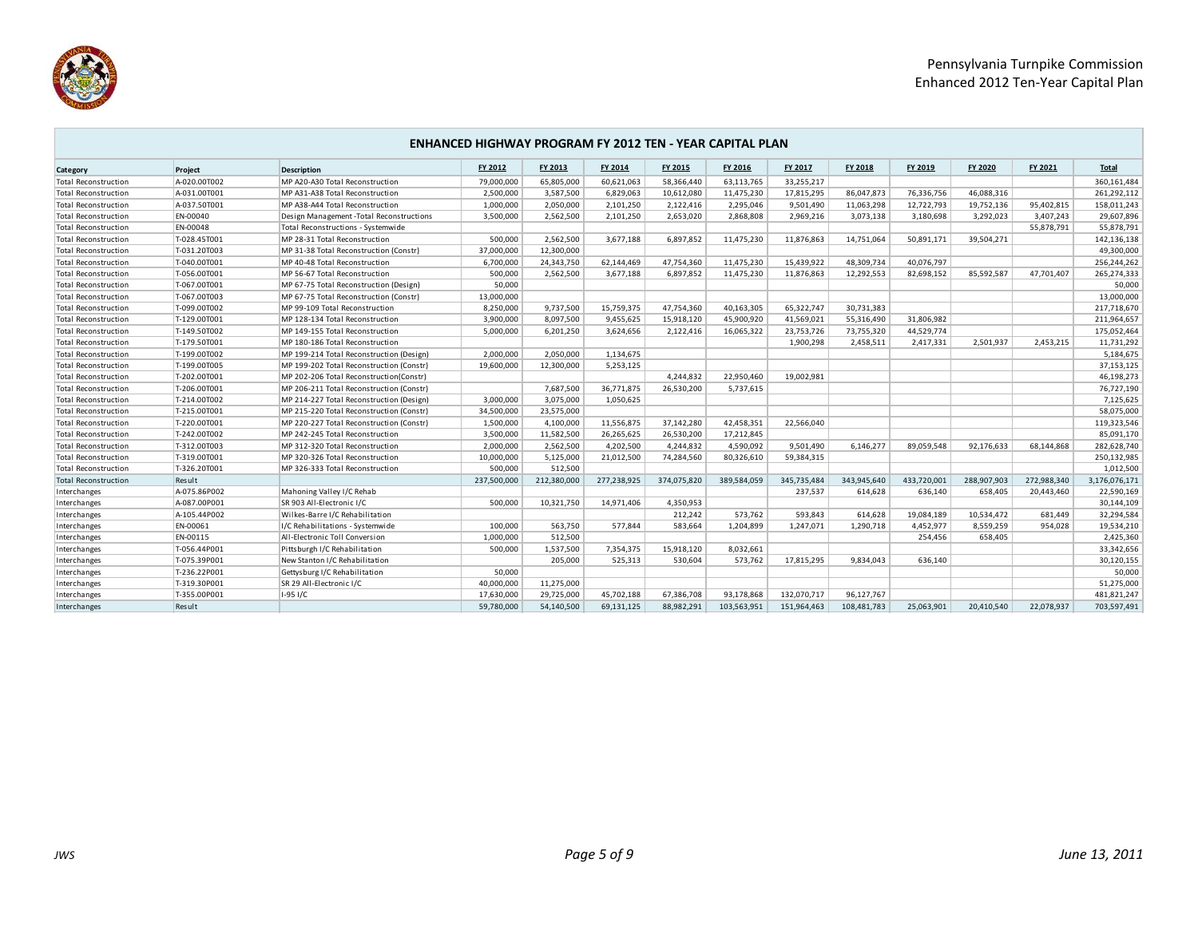## ENHANCED HIGHWAY PROGRAM FY 2012 TEN - YEAR CAPITAL PLAN

| Category | Project | Description | FY 2012 | FY 2013 | FY 2014 | FY 2015 | FY 2016 | FY 2017 | FY 2018 | FY 2019 | FY 2020 | FY 2021 | Total |
|---|---|---|---|---|---|---|---|---|---|---|---|---|---|
| Total Reconstruction | A-020.00T002 | MP A20-A30 Total Reconstruction | 79,000,000 | 65,805,000 | 60,621,063 | 58,366,440 | 63,113,765 | 33,255,217 | | | | | 360,161,484 |
| Total Reconstruction | A-031.00T001 | MP A31-A38 Total Reconstruction | 2,500,000 | 3,587,500 | 6,829,063 | 10,612,080 | 11,475,230 | 17,815,295 | 86,047,873 | 76,336,756 | 46,088,316 | | 261,292,112 |
| Total Reconstruction | A-037.50T001 | MP A38-A44 Total Reconstruction | 1,000,000 | 2,050,000 | 2,101,250 | 2,122,416 | 2,295,046 | 9,501,490 | 11,063,298 | 12,722,793 | 19,752,136 | 95,402,815 | 158,013,243 |
| Total Reconstruction | EN-00040 | Design Management -Total Reconstructions | 3,500,000 | 2,562,500 | 2,101,250 | 2,653,020 | 2,868,808 | 2,969,216 | 3,073,138 | 3,180,698 | 3,292,023 | 3,407,243 | 29,607,896 |
| Total Reconstruction | EN-00048 | Total Reconstructions - Systemwide | | | | | | | | | | 55,878,791 | 55,878,791 |
| Total Reconstruction | T-028.45T001 | MP 28-31 Total Reconstruction | 500,000 | 2,562,500 | 3,677,188 | 6,897,852 | 11,475,230 | 11,876,863 | 14,751,064 | 50,891,171 | 39,504,271 | | 142,136,138 |
| Total Reconstruction | T-031.20T003 | MP 31-38 Total Reconstruction (Constr) | 37,000,000 | 12,300,000 | | | | | | | | | 49,300,000 |
| Total Reconstruction | T-040.00T001 | MP 40-48 Total Reconstruction | 6,700,000 | 24,343,750 | 62,144,469 | 47,754,360 | 11,475,230 | 15,439,922 | 48,309,734 | 40,076,797 | | | 256,244,262 |
| Total Reconstruction | T-056.00T001 | MP 56-67 Total Reconstruction | 500,000 | 2,562,500 | 3,677,188 | 6,897,852 | 11,475,230 | 11,876,863 | 12,292,553 | 82,698,152 | 85,592,587 | 47,701,407 | 265,274,333 |
| Total Reconstruction | T-067.00T001 | MP 67-75 Total Reconstruction (Design) | 50,000 | | | | | | | | | | 50,000 |
| Total Reconstruction | T-067.00T003 | MP 67-75 Total Reconstruction (Constr) | 13,000,000 | | | | | | | | | | 13,000,000 |
| Total Reconstruction | T-099.00T002 | MP 99-109 Total Reconstruction | 8,250,000 | 9,737,500 | 15,759,375 | 47,754,360 | 40,163,305 | 65,322,747 | 30,731,383 | | | | 217,718,670 |
| Total Reconstruction | T-129.00T001 | MP 128-134 Total Reconstruction | 3,900,000 | 8,097,500 | 9,455,625 | 15,918,120 | 45,900,920 | 41,569,021 | 55,316,490 | 31,806,982 | | | 211,964,657 |
| Total Reconstruction | T-149.50T002 | MP 149-155 Total Reconstruction | 5,000,000 | 6,201,250 | 3,624,656 | 2,122,416 | 16,065,322 | 23,753,726 | 73,755,320 | 44,529,774 | | | 175,052,464 |
| Total Reconstruction | T-179.50T001 | MP 180-186 Total Reconstruction | | | | | | 1,900,298 | 2,458,511 | 2,417,331 | 2,501,937 | 2,453,215 | 11,731,292 |
| Total Reconstruction | T-199.00T002 | MP 199-214 Total Reconstruction (Design) | 2,000,000 | 2,050,000 | 1,134,675 | | | | | | | | 5,184,675 |
| Total Reconstruction | T-199.00T005 | MP 199-202 Total Reconstruction (Constr) | 19,600,000 | 12,300,000 | 5,253,125 | | | | | | | | 37,153,125 |
| Total Reconstruction | T-202.00T001 | MP 202-206 Total Reconstruction(Constr) | | | | 4,244,832 | 22,950,460 | 19,002,981 | | | | | 46,198,273 |
| Total Reconstruction | T-206.00T001 | MP 206-211 Total Reconstruction (Constr) | | 7,687,500 | 36,771,875 | 26,530,200 | 5,737,615 | | | | | | 76,727,190 |
| Total Reconstruction | T-214.00T002 | MP 214-227 Total Reconstruction (Design) | 3,000,000 | 3,075,000 | 1,050,625 | | | | | | | | 7,125,625 |
| Total Reconstruction | T-215.00T001 | MP 215-220 Total Reconstruction (Constr) | 34,500,000 | 23,575,000 | | | | | | | | | 58,075,000 |
| Total Reconstruction | T-220.00T001 | MP 220-227 Total Reconstruction (Constr) | 1,500,000 | 4,100,000 | 11,556,875 | 37,142,280 | 42,458,351 | 22,566,040 | | | | | 119,323,546 |
| Total Reconstruction | T-242.00T002 | MP 242-245 Total Reconstruction | 3,500,000 | 11,582,500 | 26,265,625 | 26,530,200 | 17,212,845 | | | | | | 85,091,170 |
| Total Reconstruction | T-312.00T003 | MP 312-320 Total Reconstruction | 2,000,000 | 2,562,500 | 4,202,500 | 4,244,832 | 4,590,092 | 9,501,490 | 6,146,277 | 89,059,548 | 92,176,633 | 68,144,868 | 282,628,740 |
| Total Reconstruction | T-319.00T001 | MP 320-326 Total Reconstruction | 10,000,000 | 5,125,000 | 21,012,500 | 74,284,560 | 80,326,610 | 59,384,315 | | | | | 250,132,985 |
| Total Reconstruction | T-326.20T001 | MP 326-333 Total Reconstruction | 500,000 | 512,500 | | | | | | | | | 1,012,500 |
| Total Reconstruction | Result | | 237,500,000 | 212,380,000 | 277,238,925 | 374,075,820 | 389,584,059 | 345,735,484 | 343,945,640 | 433,720,001 | 288,907,903 | 272,988,340 | 3,176,076,171 |
| Interchanges | A-075.86P002 | Mahoning Valley I/C Rehab | | | | | | 237,537 | 614,628 | 636,140 | 658,405 | 20,443,460 | 22,590,169 |
| Interchanges | A-087.00P001 | SR 903 All-Electronic I/C | 500,000 | 10,321,750 | 14,971,406 | 4,350,953 | | | | | | | 30,144,109 |
| Interchanges | A-105.44P002 | Wilkes-Barre I/C Rehabilitation | | | | 212,242 | 573,762 | 593,843 | 614,628 | 19,084,189 | 10,534,472 | 681,449 | 32,294,584 |
| Interchanges | EN-00061 | I/C Rehabilitations - Systemwide | 100,000 | 563,750 | 577,844 | 583,664 | 1,204,899 | 1,247,071 | 1,290,718 | 4,452,977 | 8,559,259 | 954,028 | 19,534,210 |
| Interchanges | EN-00115 | All-Electronic Toll Conversion | 1,000,000 | 512,500 | | | | | | 254,456 | 658,405 | | 2,425,360 |
| Interchanges | T-056.44P001 | Pittsburgh I/C Rehabilitation | 500,000 | 1,537,500 | 7,354,375 | 15,918,120 | 8,032,661 | | | | | | 33,342,656 |
| Interchanges | T-075.39P001 | New Stanton I/C Rehabilitation | | 205,000 | 525,313 | 530,604 | 573,762 | 17,815,295 | 9,834,043 | 636,140 | | | 30,120,155 |
| Interchanges | T-236.22P001 | Gettysburg I/C Rehabilitation | 50,000 | | | | | | | | | | 50,000 |
| Interchanges | T-319.30P001 | SR 29 All-Electronic I/C | 40,000,000 | 11,275,000 | | | | | | | | | 51,275,000 |
| Interchanges | T-355.00P001 | I-95 I/C | 17,630,000 | 29,725,000 | 45,702,188 | 67,386,708 | 93,178,868 | 132,070,717 | 96,127,767 | | | | 481,821,247 |
| Interchanges | Result | | 59,780,000 | 54,140,500 | 69,131,125 | 88,982,291 | 103,563,951 | 151,964,463 | 108,481,783 | 25,063,901 | 20,410,540 | 22,078,937 | 703,597,491 |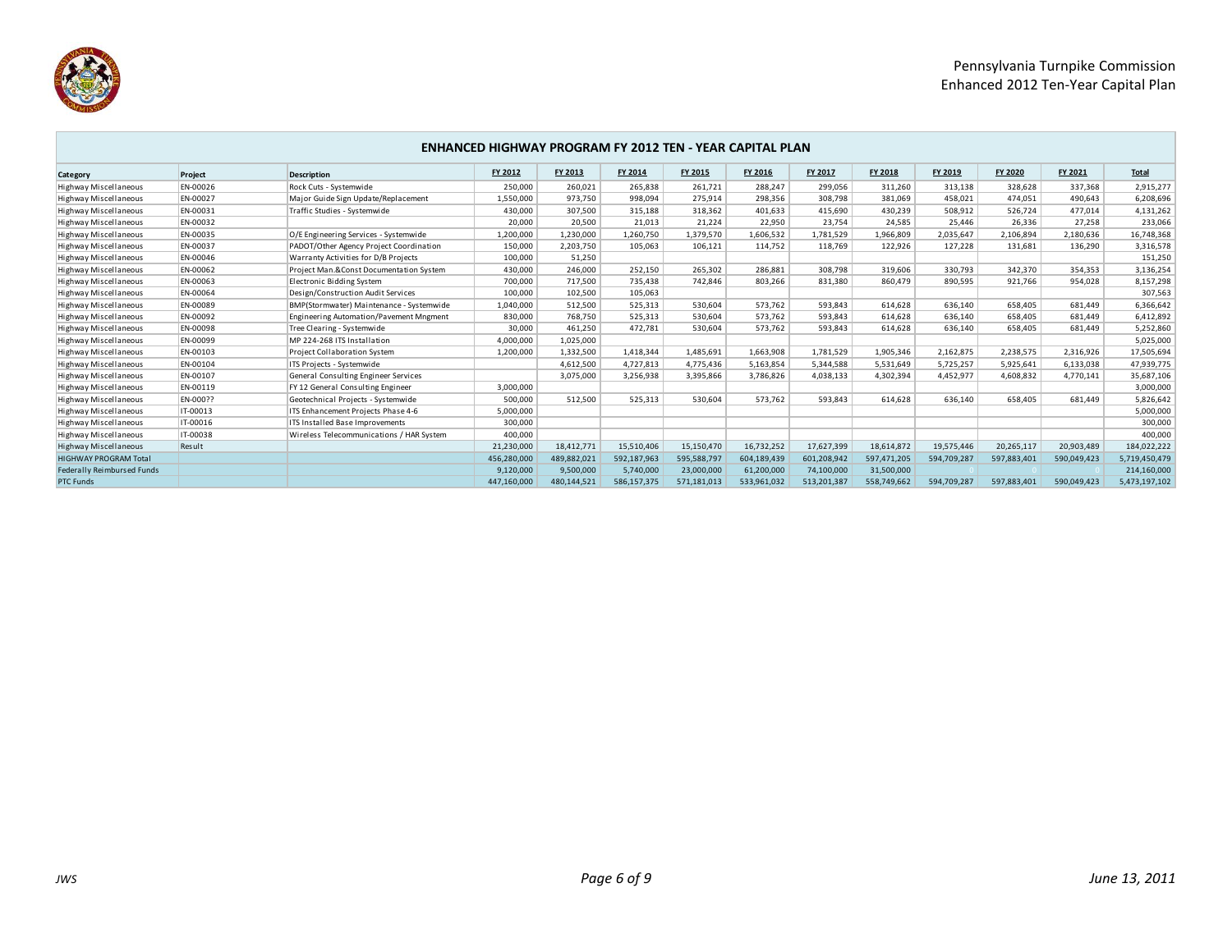Pennsylvania Turnpike Commission
Enhanced 2012 Ten-Year Capital Plan

## ENHANCED HIGHWAY PROGRAM FY 2012 TEN - YEAR CAPITAL PLAN

| Category | Project | Description | FY 2012 | FY 2013 | FY 2014 | FY 2015 | FY 2016 | FY 2017 | FY 2018 | FY 2019 | FY 2020 | FY 2021 | Total |
|---|---|---|---|---|---|---|---|---|---|---|---|---|---|
| Highway Miscellaneous | EN-00026 | Rock Cuts - Systemwide | 250,000 | 260,021 | 265,838 | 261,721 | 288,247 | 299,056 | 311,260 | 313,138 | 328,628 | 337,368 | 2,915,277 |
| Highway Miscellaneous | EN-00027 | Major Guide Sign Update/Replacement | 1,550,000 | 973,750 | 998,094 | 275,914 | 298,356 | 308,798 | 381,069 | 458,021 | 474,051 | 490,643 | 6,208,696 |
| Highway Miscellaneous | EN-00031 | Traffic Studies - Systemwide | 430,000 | 307,500 | 315,188 | 318,362 | 401,633 | 415,690 | 430,239 | 508,912 | 526,724 | 477,014 | 4,131,262 |
| Highway Miscellaneous | EN-00032 | | 20,000 | 20,500 | 21,013 | 21,224 | 22,950 | 23,754 | 24,585 | 25,446 | 26,336 | 27,258 | 233,066 |
| Highway Miscellaneous | EN-00035 | O/E Engineering Services - Systemwide | 1,200,000 | 1,230,000 | 1,260,750 | 1,379,570 | 1,606,532 | 1,781,529 | 1,966,809 | 2,035,647 | 2,106,894 | 2,180,636 | 16,748,368 |
| Highway Miscellaneous | EN-00037 | PADOT/Other Agency Project Coordination | 150,000 | 2,203,750 | 105,063 | 106,121 | 114,752 | 118,769 | 122,926 | 127,228 | 131,681 | 136,290 | 3,316,578 |
| Highway Miscellaneous | EN-00046 | Warranty Activities for D/B Projects | 100,000 | 51,250 | | | | | | | | | 151,250 |
| Highway Miscellaneous | EN-00062 | Project Man.&Const Documentation System | 430,000 | 246,000 | 252,150 | 265,302 | 286,881 | 308,798 | 319,606 | 330,793 | 342,370 | 354,353 | 3,136,254 |
| Highway Miscellaneous | EN-00063 | Electronic Bidding System | 700,000 | 717,500 | 735,438 | 742,846 | 803,266 | 831,380 | 860,479 | 890,595 | 921,766 | 954,028 | 8,157,298 |
| Highway Miscellaneous | EN-00064 | Design/Construction Audit Services | 100,000 | 102,500 | 105,063 | | | | | | | | 307,563 |
| Highway Miscellaneous | EN-00089 | BMP(Stormwater) Maintenance - Systemwide | 1,040,000 | 512,500 | 525,313 | 530,604 | 573,762 | 593,843 | 614,628 | 636,140 | 658,405 | 681,449 | 6,366,642 |
| Highway Miscellaneous | EN-00092 | Engineering Automation/Pavement Mngment | 830,000 | 768,750 | 525,313 | 530,604 | 573,762 | 593,843 | 614,628 | 636,140 | 658,405 | 681,449 | 6,412,892 |
| Highway Miscellaneous | EN-00098 | Tree Clearing - Systemwide | 30,000 | 461,250 | 472,781 | 530,604 | 573,762 | 593,843 | 614,628 | 636,140 | 658,405 | 681,449 | 5,252,860 |
| Highway Miscellaneous | EN-00099 | MP 224-268 ITS Installation | 4,000,000 | 1,025,000 | | | | | | | | | 5,025,000 |
| Highway Miscellaneous | EN-00103 | Project Collaboration System | 1,200,000 | 1,332,500 | 1,418,344 | 1,485,691 | 1,663,908 | 1,781,529 | 1,905,346 | 2,162,875 | 2,238,575 | 2,316,926 | 17,505,694 |
| Highway Miscellaneous | EN-00104 | ITS Projects - Systemwide | | 4,612,500 | 4,727,813 | 4,775,436 | 5,163,854 | 5,344,588 | 5,531,649 | 5,725,257 | 5,925,641 | 6,133,038 | 47,939,775 |
| Highway Miscellaneous | EN-00107 | General Consulting Engineer Services | | 3,075,000 | 3,256,938 | 3,395,866 | 3,786,826 | 4,038,133 | 4,302,394 | 4,452,977 | 4,608,832 | 4,770,141 | 35,687,106 |
| Highway Miscellaneous | EN-00119 | FY 12 General Consulting Engineer | 3,000,000 | | | | | | | | | | 3,000,000 |
| Highway Miscellaneous | EN-000?? | Geotechnical Projects - Systemwide | 500,000 | 512,500 | 525,313 | 530,604 | 573,762 | 593,843 | 614,628 | 636,140 | 658,405 | 681,449 | 5,826,642 |
| Highway Miscellaneous | IT-00013 | ITS Enhancement Projects Phase 4-6 | 5,000,000 | | | | | | | | | | 5,000,000 |
| Highway Miscellaneous | IT-00016 | ITS Installed Base Improvements | 300,000 | | | | | | | | | | 300,000 |
| Highway Miscellaneous | IT-00038 | Wireless Telecommunications / HAR System | 400,000 | | | | | | | | | | 400,000 |
| Highway Miscellaneous | Result | | 21,230,000 | 18,412,771 | 15,510,406 | 15,150,470 | 16,732,252 | 17,627,399 | 18,614,872 | 19,575,446 | 20,265,117 | 20,903,489 | 184,022,222 |
| HIGHWAY PROGRAM Total | | | 456,280,000 | 489,882,021 | 592,187,963 | 595,588,797 | 604,189,439 | 601,208,942 | 597,471,205 | 594,709,287 | 597,883,401 | 590,049,423 | 5,719,450,479 |
| Federally Reimbursed Funds | | | 9,120,000 | 9,500,000 | 5,740,000 | 23,000,000 | 61,200,000 | 74,100,000 | 31,500,000 | 0 | 0 | 0 | 214,160,000 |
| PTC Funds | | | 447,160,000 | 480,144,521 | 586,157,375 | 571,181,013 | 533,961,032 | 513,201,387 | 558,749,662 | 594,709,287 | 597,883,401 | 590,049,423 | 5,473,197,102 |

*JWS* *June 13, 2011*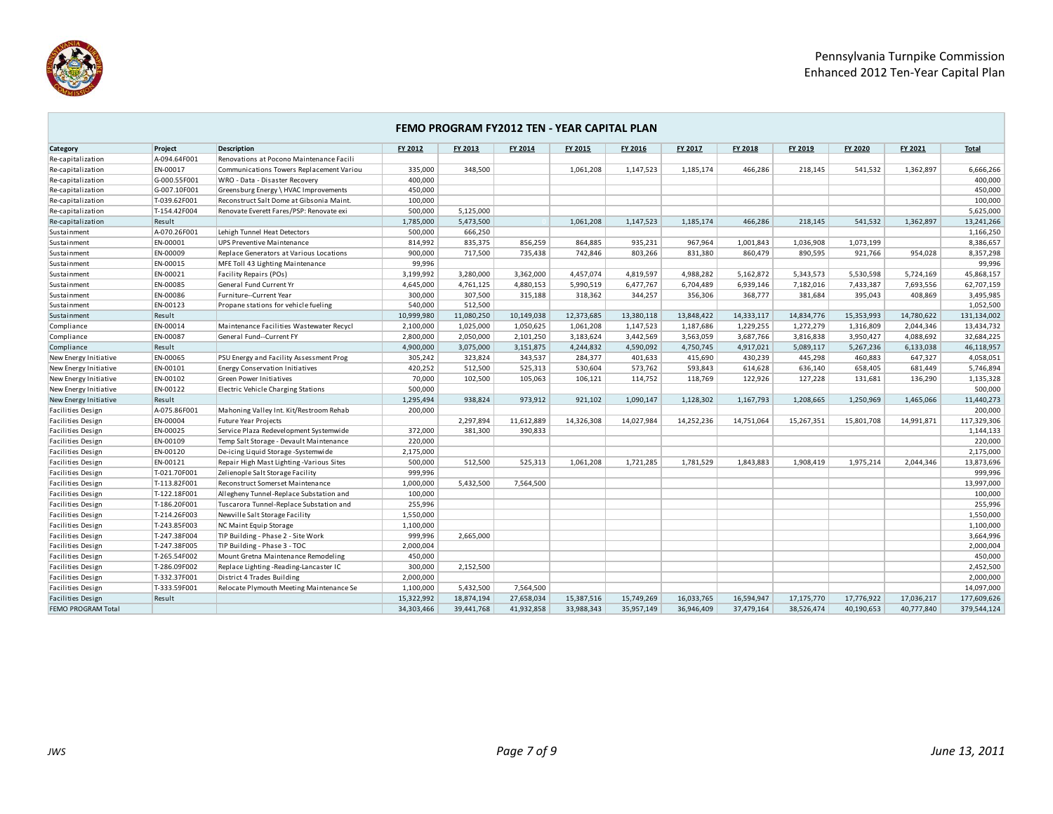Pennsylvania Turnpike Commission
Enhanced 2012 Ten-Year Capital Plan

## FEMO PROGRAM FY2012 TEN - YEAR CAPITAL PLAN

| Category | Project | Description | FY 2012 | FY 2013 | FY 2014 | FY 2015 | FY 2016 | FY 2017 | FY 2018 | FY 2019 | FY 2020 | FY 2021 | Total |
|---|---|---|---|---|---|---|---|---|---|---|---|---|---|
| Re-capitalization | A-094.64F001 | Renovations at Pocono Maintenance Facili | | | | | | | | | | | |
| Re-capitalization | EN-00017 | Communications Towers Replacement Variou | 335,000 | 348,500 | | 1,061,208 | 1,147,523 | 1,185,174 | 466,286 | 218,145 | 541,532 | 1,362,897 | 6,666,266 |
| Re-capitalization | G-000.55F001 | WRO - Data - Disaster Recovery | 400,000 | | | | | | | | | | 400,000 |
| Re-capitalization | G-007.10F001 | Greensburg Energy \ HVAC Improvements | 450,000 | | | | | | | | | | 450,000 |
| Re-capitalization | T-039.62F001 | Reconstruct Salt Dome at Gibsonia Maint. | 100,000 | | | | | | | | | | 100,000 |
| Re-capitalization | T-154.42F004 | Renovate Everett Fares/PSP: Renovate exi | 500,000 | 5,125,000 | | | | | | | | | 5,625,000 |
| Re-capitalization | Result | | 1,785,000 | 5,473,500 | 0 | 1,061,208 | 1,147,523 | 1,185,174 | 466,286 | 218,145 | 541,532 | 1,362,897 | 13,241,266 |
| Sustainment | A-070.26F001 | Lehigh Tunnel Heat Detectors | 500,000 | 666,250 | | | | | | | | | 1,166,250 |
| Sustainment | EN-00001 | UPS Preventive Maintenance | 814,992 | 835,375 | 856,259 | 864,885 | 935,231 | 967,964 | 1,001,843 | 1,036,908 | 1,073,199 | | 8,386,657 |
| Sustainment | EN-00009 | Replace Generators at Various Locations | 900,000 | 717,500 | 735,438 | 742,846 | 803,266 | 831,380 | 860,479 | 890,595 | 921,766 | 954,028 | 8,357,298 |
| Sustainment | EN-00015 | MFE Toll 43 Lighting Maintenance | 99,996 | | | | | | | | | | 99,996 |
| Sustainment | EN-00021 | Facility Repairs (POs) | 3,199,992 | 3,280,000 | 3,362,000 | 4,457,074 | 4,819,597 | 4,988,282 | 5,162,872 | 5,343,573 | 5,530,598 | 5,724,169 | 45,868,157 |
| Sustainment | EN-00085 | General Fund Current Yr | 4,645,000 | 4,761,125 | 4,880,153 | 5,990,519 | 6,477,767 | 6,704,489 | 6,939,146 | 7,182,016 | 7,433,387 | 7,693,556 | 62,707,159 |
| Sustainment | EN-00086 | Furniture--Current Year | 300,000 | 307,500 | 315,188 | 318,362 | 344,257 | 356,306 | 368,777 | 381,684 | 395,043 | 408,869 | 3,495,985 |
| Sustainment | EN-00123 | Propane stations for vehicle fueling | 540,000 | 512,500 | | | | | | | | | 1,052,500 |
| Sustainment | Result | | 10,999,980 | 11,080,250 | 10,149,038 | 12,373,685 | 13,380,118 | 13,848,422 | 14,333,117 | 14,834,776 | 15,353,993 | 14,780,622 | 131,134,002 |
| Compliance | EN-00014 | Maintenance Facilities Wastewater Recycl | 2,100,000 | 1,025,000 | 1,050,625 | 1,061,208 | 1,147,523 | 1,187,686 | 1,229,255 | 1,272,279 | 1,316,809 | 2,044,346 | 13,434,732 |
| Compliance | EN-00087 | General Fund--Current FY | 2,800,000 | 2,050,000 | 2,101,250 | 3,183,624 | 3,442,569 | 3,563,059 | 3,687,766 | 3,816,838 | 3,950,427 | 4,088,692 | 32,684,225 |
| Compliance | Result | | 4,900,000 | 3,075,000 | 3,151,875 | 4,244,832 | 4,590,092 | 4,750,745 | 4,917,021 | 5,089,117 | 5,267,236 | 6,133,038 | 46,118,957 |
| New Energy Initiative | EN-00065 | PSU Energy and Facility Assessment Prog | 305,242 | 323,824 | 343,537 | 284,377 | 401,633 | 415,690 | 430,239 | 445,298 | 460,883 | 647,327 | 4,058,051 |
| New Energy Initiative | EN-00101 | Energy Conservation Initiatives | 420,252 | 512,500 | 525,313 | 530,604 | 573,762 | 593,843 | 614,628 | 636,140 | 658,405 | 681,449 | 5,746,894 |
| New Energy Initiative | EN-00102 | Green Power Initiatives | 70,000 | 102,500 | 105,063 | 106,121 | 114,752 | 118,769 | 122,926 | 127,228 | 131,681 | 136,290 | 1,135,328 |
| New Energy Initiative | EN-00122 | Electric Vehicle Charging Stations | 500,000 | | | | | | | | | | 500,000 |
| New Energy Initiative | Result | | 1,295,494 | 938,824 | 973,912 | 921,102 | 1,090,147 | 1,128,302 | 1,167,793 | 1,208,665 | 1,250,969 | 1,465,066 | 11,440,273 |
| Facilities Design | A-075.86F001 | Mahoning Valley Int. Kit/Restroom Rehab | 200,000 | | | | | | | | | | 200,000 |
| Facilities Design | EN-00004 | Future Year Projects | | 2,297,894 | 11,612,889 | 14,326,308 | 14,027,984 | 14,252,236 | 14,751,064 | 15,267,351 | 15,801,708 | 14,991,871 | 117,329,306 |
| Facilities Design | EN-00025 | Service Plaza Redevelopment Systemwide | 372,000 | 381,300 | 390,833 | | | | | | | | 1,144,133 |
| Facilities Design | EN-00109 | Temp Salt Storage - Devault Maintenance | 220,000 | | | | | | | | | | 220,000 |
| Facilities Design | EN-00120 | De-icing Liquid Storage -Systemwide | 2,175,000 | | | | | | | | | | 2,175,000 |
| Facilities Design | EN-00121 | Repair High Mast Lighting -Various Sites | 500,000 | 512,500 | 525,313 | 1,061,208 | 1,721,285 | 1,781,529 | 1,843,883 | 1,908,419 | 1,975,214 | 2,044,346 | 13,873,696 |
| Facilities Design | T-021.70F001 | Zelienople Salt Storage Facility | 999,996 | | | | | | | | | | 999,996 |
| Facilities Design | T-113.82F001 | Reconstruct Somerset Maintenance | 1,000,000 | 5,432,500 | 7,564,500 | | | | | | | | 13,997,000 |
| Facilities Design | T-122.18F001 | Allegheny Tunnel-Replace Substation and | 100,000 | | | | | | | | | | 100,000 |
| Facilities Design | T-186.20F001 | Tuscarora Tunnel-Replace Substation and | 255,996 | | | | | | | | | | 255,996 |
| Facilities Design | T-214.26F003 | Newville Salt Storage Facility | 1,550,000 | | | | | | | | | | 1,550,000 |
| Facilities Design | T-243.85F003 | NC Maint Equip Storage | 1,100,000 | | | | | | | | | | 1,100,000 |
| Facilities Design | T-247.38F004 | TIP Building - Phase 2 - Site Work | 999,996 | 2,665,000 | | | | | | | | | 3,664,996 |
| Facilities Design | T-247.38F005 | TIP Building - Phase 3 - TOC | 2,000,004 | | | | | | | | | | 2,000,004 |
| Facilities Design | T-265.54F002 | Mount Gretna Maintenance Remodeling | 450,000 | | | | | | | | | | 450,000 |
| Facilities Design | T-286.09F002 | Replace Lighting -Reading-Lancaster IC | 300,000 | 2,152,500 | | | | | | | | | 2,452,500 |
| Facilities Design | T-332.37F001 | District 4 Trades Building | 2,000,000 | | | | | | | | | | 2,000,000 |
| Facilities Design | T-333.59F001 | Relocate Plymouth Meeting Maintenance Se | 1,100,000 | 5,432,500 | 7,564,500 | | | | | | | | 14,097,000 |
| Facilities Design | Result | | 15,322,992 | 18,874,194 | 27,658,034 | 15,387,516 | 15,749,269 | 16,033,765 | 16,594,947 | 17,175,770 | 17,776,922 | 17,036,217 | 177,609,626 |
| FEMO PROGRAM Total | | | 34,303,466 | 39,441,768 | 41,932,858 | 33,988,343 | 35,957,149 | 36,946,409 | 37,479,164 | 38,526,474 | 40,190,653 | 40,777,840 | 379,544,124 |

*JWS* *June 13, 2011*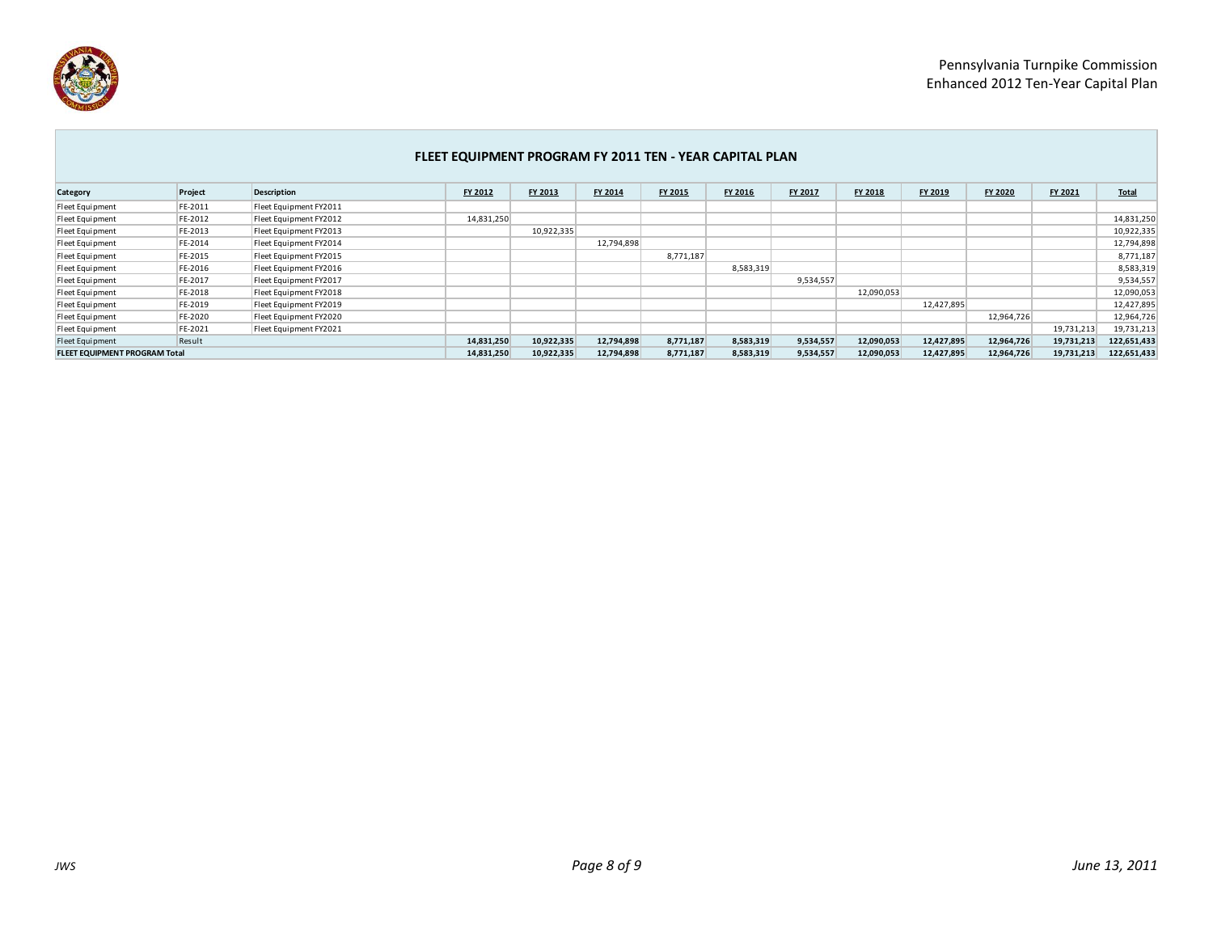## FLEET EQUIPMENT PROGRAM FY 2011 TEN - YEAR CAPITAL PLAN

| Category | Project | Description | FY 2012 | FY 2013 | FY 2014 | FY 2015 | FY 2016 | FY 2017 | FY 2018 | FY 2019 | FY 2020 | FY 2021 | Total |
|---|---|---|---|---|---|---|---|---|---|---|---|---|---|
| Fleet Equipment | FE-2011 | Fleet Equipment FY2011 | | | | | | | | | | | |
| Fleet Equipment | FE-2012 | Fleet Equipment FY2012 | 14,831,250 | | | | | | | | | | 14,831,250 |
| Fleet Equipment | FE-2013 | Fleet Equipment FY2013 | | 10,922,335 | | | | | | | | | 10,922,335 |
| Fleet Equipment | FE-2014 | Fleet Equipment FY2014 | | | 12,794,898 | | | | | | | | 12,794,898 |
| Fleet Equipment | FE-2015 | Fleet Equipment FY2015 | | | | 8,771,187 | | | | | | | 8,771,187 |
| Fleet Equipment | FE-2016 | Fleet Equipment FY2016 | | | | | 8,583,319 | | | | | | 8,583,319 |
| Fleet Equipment | FE-2017 | Fleet Equipment FY2017 | | | | | | 9,534,557 | | | | | 9,534,557 |
| Fleet Equipment | FE-2018 | Fleet Equipment FY2018 | | | | | | | 12,090,053 | | | | 12,090,053 |
| Fleet Equipment | FE-2019 | Fleet Equipment FY2019 | | | | | | | | 12,427,895 | | | 12,427,895 |
| Fleet Equipment | FE-2020 | Fleet Equipment FY2020 | | | | | | | | | 12,964,726 | | 12,964,726 |
| Fleet Equipment | FE-2021 | Fleet Equipment FY2021 | | | | | | | | | | 19,731,213 | 19,731,213 |
| Fleet Equipment | Result | | **14,831,250** | **10,922,335** | **12,794,898** | **8,771,187** | **8,583,319** | **9,534,557** | **12,090,053** | **12,427,895** | **12,964,726** | **19,731,213** | **122,651,433** |
| **FLEET EQUIPMENT PROGRAM Total** | | | **14,831,250** | **10,922,335** | **12,794,898** | **8,771,187** | **8,583,319** | **9,534,557** | **12,090,053** | **12,427,895** | **12,964,726** | **19,731,213** | **122,651,433** |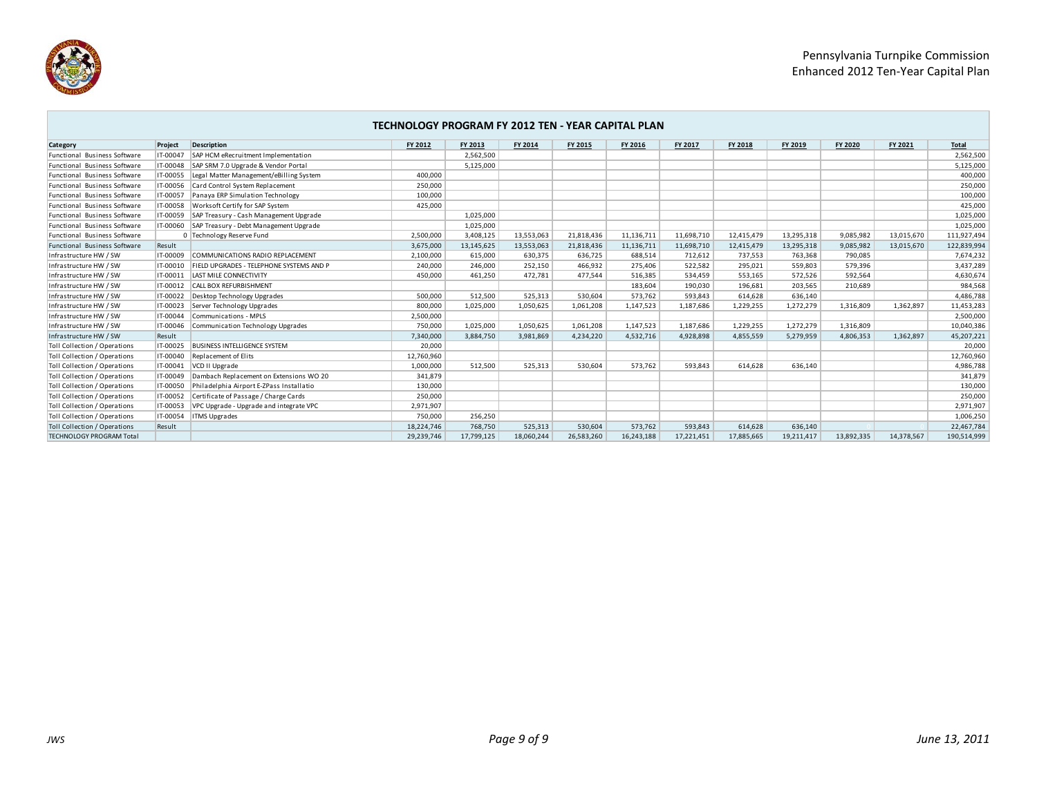Pennsylvania Turnpike Commission
Enhanced 2012 Ten-Year Capital Plan

## TECHNOLOGY PROGRAM FY 2012 TEN - YEAR CAPITAL PLAN

| Category | Project | Description | FY 2012 | FY 2013 | FY 2014 | FY 2015 | FY 2016 | FY 2017 | FY 2018 | FY 2019 | FY 2020 | FY 2021 | Total |
|---|---|---|---|---|---|---|---|---|---|---|---|---|---|
| Functional Business Software | IT-00047 | SAP HCM eRecruitment Implementation | | 2,562,500 | | | | | | | | | 2,562,500 |
| Functional Business Software | IT-00048 | SAP SRM 7.0 Upgrade & Vendor Portal | | 5,125,000 | | | | | | | | | 5,125,000 |
| Functional Business Software | IT-00055 | Legal Matter Management/eBilling System | 400,000 | | | | | | | | | | 400,000 |
| Functional Business Software | IT-00056 | Card Control System Replacement | 250,000 | | | | | | | | | | 250,000 |
| Functional Business Software | IT-00057 | Panaya ERP Simulation Technology | 100,000 | | | | | | | | | | 100,000 |
| Functional Business Software | IT-00058 | Worksoft Certify for SAP System | 425,000 | | | | | | | | | | 425,000 |
| Functional Business Software | IT-00059 | SAP Treasury - Cash Management Upgrade | | 1,025,000 | | | | | | | | | 1,025,000 |
| Functional Business Software | IT-00060 | SAP Treasury - Debt Management Upgrade | | 1,025,000 | | | | | | | | | 1,025,000 |
| Functional Business Software | 0 | Technology Reserve Fund | 2,500,000 | 3,408,125 | 13,553,063 | 21,818,436 | 11,136,711 | 11,698,710 | 12,415,479 | 13,295,318 | 9,085,982 | 13,015,670 | 111,927,494 |
| Functional Business Software | Result | | 3,675,000 | 13,145,625 | 13,553,063 | 21,818,436 | 11,136,711 | 11,698,710 | 12,415,479 | 13,295,318 | 9,085,982 | 13,015,670 | 122,839,994 |
| Infrastructure HW / SW | IT-00009 | COMMUNICATIONS RADIO REPLACEMENT | 2,100,000 | 615,000 | 630,375 | 636,725 | 688,514 | 712,612 | 737,553 | 763,368 | 790,085 | | 7,674,232 |
| Infrastructure HW / SW | IT-00010 | FIELD UPGRADES - TELEPHONE SYSTEMS AND P | 240,000 | 246,000 | 252,150 | 466,932 | 275,406 | 522,582 | 295,021 | 559,803 | 579,396 | | 3,437,289 |
| Infrastructure HW / SW | IT-00011 | LAST MILE CONNECTIVITY | 450,000 | 461,250 | 472,781 | 477,544 | 516,385 | 534,459 | 553,165 | 572,526 | 592,564 | | 4,630,674 |
| Infrastructure HW / SW | IT-00012 | CALL BOX REFURBISHMENT | | | | | 183,604 | 190,030 | 196,681 | 203,565 | 210,689 | | 984,568 |
| Infrastructure HW / SW | IT-00022 | Desktop Technology Upgrades | 500,000 | 512,500 | 525,313 | 530,604 | 573,762 | 593,843 | 614,628 | 636,140 | | | 4,486,788 |
| Infrastructure HW / SW | IT-00023 | Server Technology Upgrades | 800,000 | 1,025,000 | 1,050,625 | 1,061,208 | 1,147,523 | 1,187,686 | 1,229,255 | 1,272,279 | 1,316,809 | 1,362,897 | 11,453,283 |
| Infrastructure HW / SW | IT-00044 | Communications - MPLS | 2,500,000 | | | | | | | | | | 2,500,000 |
| Infrastructure HW / SW | IT-00046 | Communication Technology Upgrades | 750,000 | 1,025,000 | 1,050,625 | 1,061,208 | 1,147,523 | 1,187,686 | 1,229,255 | 1,272,279 | 1,316,809 | | 10,040,386 |
| Infrastructure HW / SW | Result | | 7,340,000 | 3,884,750 | 3,981,869 | 4,234,220 | 4,532,716 | 4,928,898 | 4,855,559 | 5,279,959 | 4,806,353 | 1,362,897 | 45,207,221 |
| Toll Collection / Operations | IT-00025 | BUSINESS INTELLIGENCE SYSTEM | 20,000 | | | | | | | | | | 20,000 |
| Toll Collection / Operations | IT-00040 | Replacement of Elits | 12,760,960 | | | | | | | | | | 12,760,960 |
| Toll Collection / Operations | IT-00041 | VCD II Upgrade | 1,000,000 | 512,500 | 525,313 | 530,604 | 573,762 | 593,843 | 614,628 | 636,140 | | | 4,986,788 |
| Toll Collection / Operations | IT-00049 | Dambach Replacement on Extensions WO 20 | 341,879 | | | | | | | | | | 341,879 |
| Toll Collection / Operations | IT-00050 | Philadelphia Airport E-ZPass Installatio | 130,000 | | | | | | | | | | 130,000 |
| Toll Collection / Operations | IT-00052 | Certificate of Passage / Charge Cards | 250,000 | | | | | | | | | | 250,000 |
| Toll Collection / Operations | IT-00053 | VPC Upgrade - Upgrade and integrate VPC | 2,971,907 | | | | | | | | | | 2,971,907 |
| Toll Collection / Operations | IT-00054 | ITMS Upgrades | 750,000 | 256,250 | | | | | | | | | 1,006,250 |
| Toll Collection / Operations | Result | | 18,224,746 | 768,750 | 525,313 | 530,604 | 573,762 | 593,843 | 614,628 | 636,140 | | | 22,467,784 |
| TECHNOLOGY PROGRAM Total | | | 29,239,746 | 17,799,125 | 18,060,244 | 26,583,260 | 16,243,188 | 17,221,451 | 17,885,665 | 19,211,417 | 13,892,335 | 14,378,567 | 190,514,999 |

*JWS* *June 13, 2011*